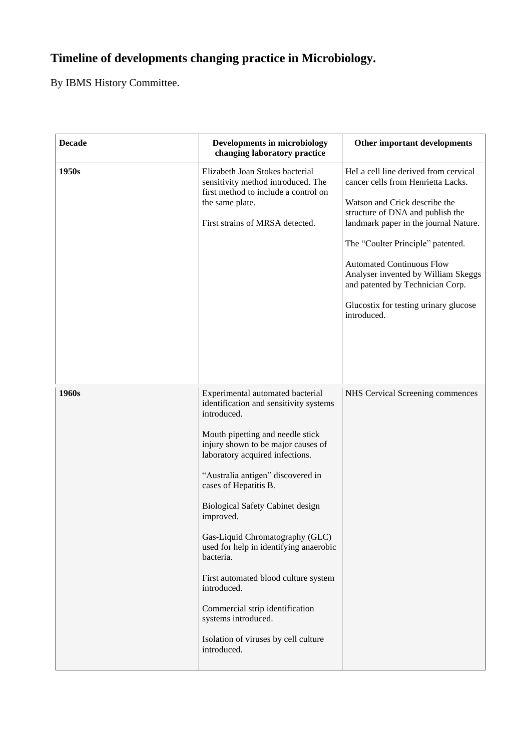# Timeline of developments changing practice in Microbiology.

By IBMS History Committee.

| Decade | Developments in microbiology changing laboratory practice | Other important developments |
|---|---|---|
| **1950s** | Elizabeth Joan Stokes bacterial sensitivity method introduced. The first method to include a control on the same plate.<br><br>First strains of MRSA detected. | HeLa cell line derived from cervical cancer cells from Henrietta Lacks.<br><br>Watson and Crick describe the structure of DNA and publish the landmark paper in the journal Nature.<br><br>The "Coulter Principle" patented.<br><br>Automated Continuous Flow Analyser invented by William Skeggs and patented by Technician Corp.<br><br>Glucostix for testing urinary glucose introduced. |
| **1960s** | Experimental automated bacterial identification and sensitivity systems introduced.<br><br>Mouth pipetting and needle stick injury shown to be major causes of laboratory acquired infections.<br><br>"Australia antigen" discovered in cases of Hepatitis B.<br><br>Biological Safety Cabinet design improved.<br><br>Gas-Liquid Chromatography (GLC) used for help in identifying anaerobic bacteria.<br><br>First automated blood culture system introduced.<br><br>Commercial strip identification systems introduced.<br><br>Isolation of viruses by cell culture introduced. | NHS Cervical Screening commences |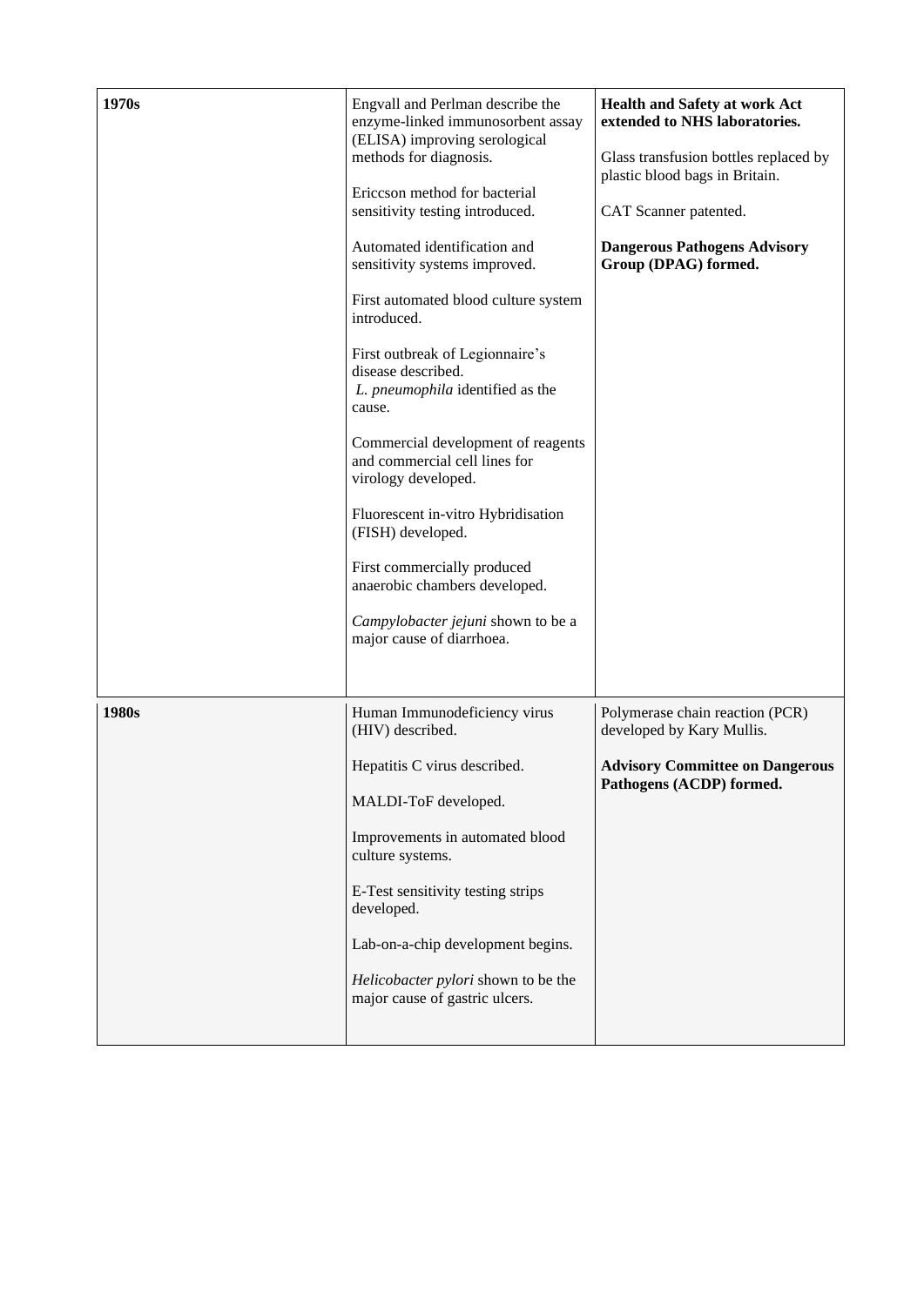| 1970s | Engvall and Perlman describe the enzyme-linked immunosorbent assay (ELISA) improving serological methods for diagnosis.<br><br>Ericcson method for bacterial sensitivity testing introduced.<br><br>Automated identification and sensitivity systems improved.<br><br>First automated blood culture system introduced.<br><br>First outbreak of Legionnaire's disease described. *L. pneumophila* identified as the cause.<br><br>Commercial development of reagents and commercial cell lines for virology developed.<br><br>Fluorescent in-vitro Hybridisation (FISH) developed.<br><br>First commercially produced anaerobic chambers developed.<br><br>*Campylobacter jejuni* shown to be a major cause of diarrhoea. | **Health and Safety at work Act extended to NHS laboratories.**<br><br>Glass transfusion bottles replaced by plastic blood bags in Britain.<br><br>CAT Scanner patented.<br><br>**Dangerous Pathogens Advisory Group (DPAG) formed.** |
|---|---|---|
| **1980s** | Human Immunodeficiency virus (HIV) described.<br><br>Hepatitis C virus described.<br><br>MALDI-ToF developed.<br><br>Improvements in automated blood culture systems.<br><br>E-Test sensitivity testing strips developed.<br><br>Lab-on-a-chip development begins.<br><br>*Helicobacter pylori* shown to be the major cause of gastric ulcers. | Polymerase chain reaction (PCR) developed by Kary Mullis.<br><br>**Advisory Committee on Dangerous Pathogens (ACDP) formed.** |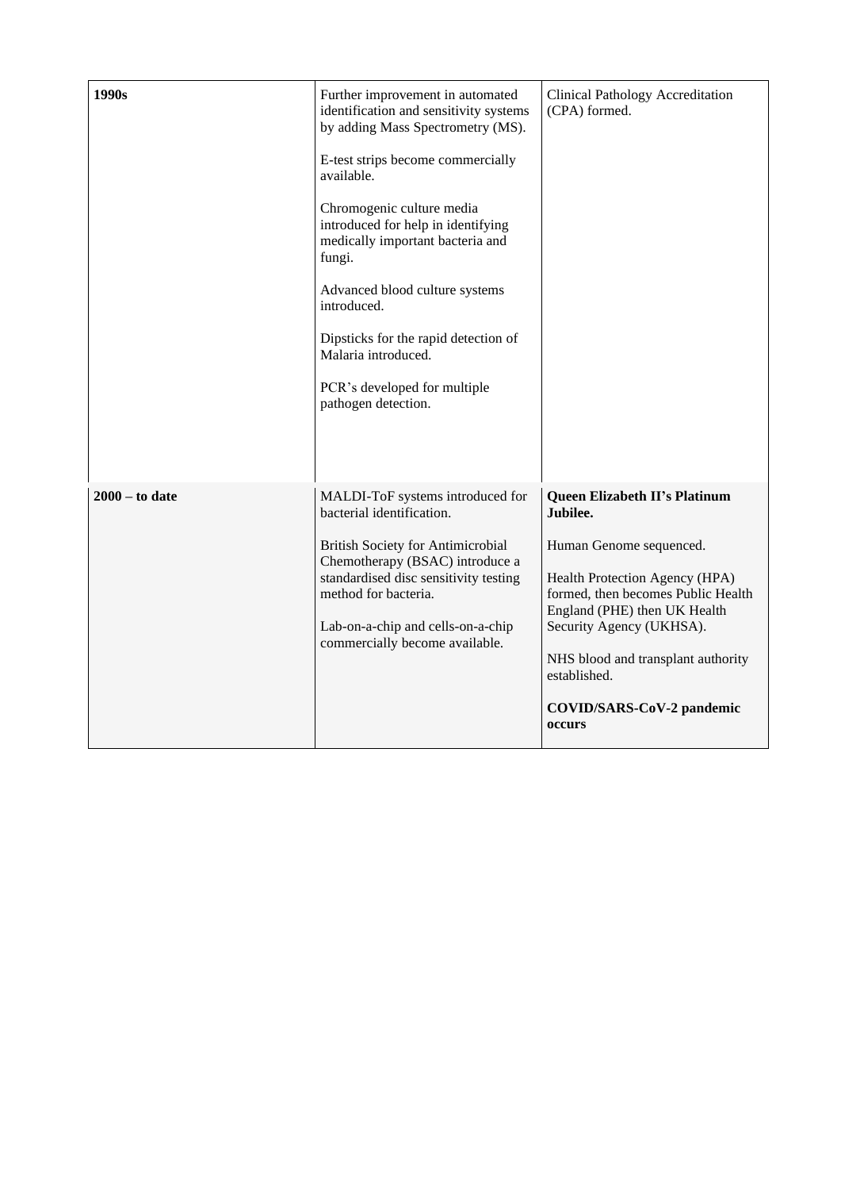| | | |
|---|---|---|
| **1990s** | Further improvement in automated identification and sensitivity systems by adding Mass Spectrometry (MS).<br><br>E-test strips become commercially available.<br><br>Chromogenic culture media introduced for help in identifying medically important bacteria and fungi.<br><br>Advanced blood culture systems introduced.<br><br>Dipsticks for the rapid detection of Malaria introduced.<br><br>PCR's developed for multiple pathogen detection. | Clinical Pathology Accreditation (CPA) formed. |
| **2000 – to date** | MALDI-ToF systems introduced for bacterial identification.<br><br>British Society for Antimicrobial Chemotherapy (BSAC) introduce a standardised disc sensitivity testing method for bacteria.<br><br>Lab-on-a-chip and cells-on-a-chip commercially become available. | **Queen Elizabeth II's Platinum Jubilee.**<br><br>Human Genome sequenced.<br><br>Health Protection Agency (HPA) formed, then becomes Public Health England (PHE) then UK Health Security Agency (UKHSA).<br><br>NHS blood and transplant authority established.<br><br>**COVID/SARS-CoV-2 pandemic occurs** |